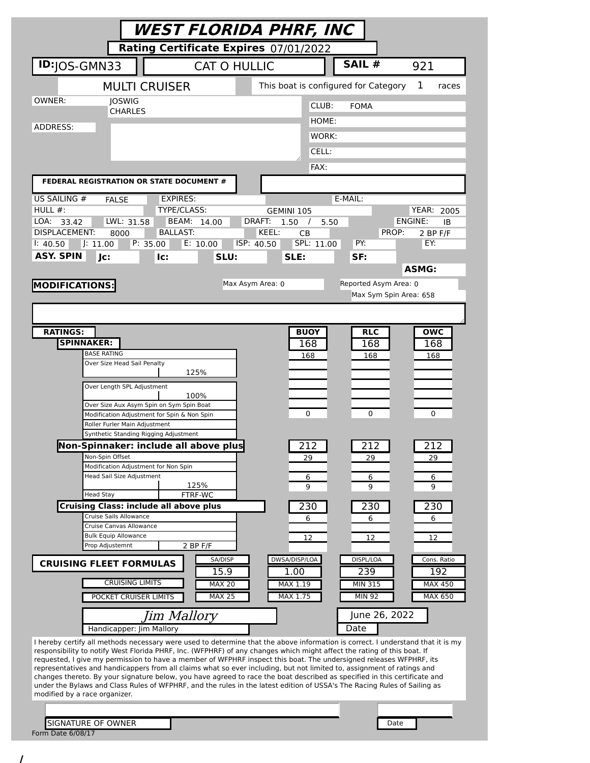# WEST FLORIDA PHRF, INC

**Rating Certificate Expires** 07/01/2022

**ID:** JOS-GMN33 | CAT O HULLIC | **SAIL #** 921

MULTI CRUISER | This boat is configured for Category 1 races

OWNER: JOSWIG CHARLES

ADDRESS:

CLUB: FOMA
HOME:
WORK:
CELL:
FAX:

**FEDERAL REGISTRATION OR STATE DOCUMENT #**

| | | | | | | | |
|---|---|---|---|---|---|---|---|
| US SAILING # FALSE | EXPIRES: | | | E-MAIL: | | | |
| HULL #: | TYPE/CLASS: GEMINI 105 | | | | YEAR: 2005 | | |
| LOA: 33.42 | LWL: 31.58 | BEAM: 14.00 | DRAFT: 1.50 / 5.50 | | ENGINE: IB | | |
| DISPLACEMENT: 8000 | BALLAST: | | KEEL: CB | | PROP: 2 BP F/F | | |
| I: 40.50 | J: 11.00 | P: 35.00 | E: 10.00 | ISP: 40.50 | SPL: 11.00 | PY: | EY: |
| **ASY. SPIN** | **Jc:** | **Ic:** | **SLU:** | **SLE:** | **SF:** | **ASMG:** | |

**MODIFICATIONS:**

Max Asym Area: 0 | Reported Asym Area: 0 | Max Sym Spin Area: 658

| **RATINGS:** | | **BUOY** | **RLC** | **OWC** |
|---|---|---|---|---|
| **SPINNAKER:** | | 168 | 168 | 168 |
| BASE RATING | | 168 | 168 | 168 |
| Over Size Head Sail Penalty | 125% | | | |
| Over Length SPL Adjustment | 100% | | | |
| Over Size Aux Asym Spin on Sym Spin Boat | | | | |
| Modification Adjustment for Spin & Non Spin | | 0 | 0 | 0 |
| Roller Furler Main Adjustment | | | | |
| Synthetic Standing Rigging Adjustment | | | | |
| **Non-Spinnaker: include all above plus** | | 212 | 212 | 212 |
| Non-Spin Offset | | 29 | 29 | 29 |
| Modification Adjustment for Non Spin | | | | |
| Head Sail Size Adjustment | 125% | 6 | 6 | 6 |
| Head Stay | FTRF-WC | 9 | 9 | 9 |
| **Cruising Class: include all above plus** | | 230 | 230 | 230 |
| Cruise Sails Allowance | | 6 | 6 | 6 |
| Cruise Canvas Allowance | | | | |
| Bulk Equip Allowance | | 12 | 12 | 12 |
| Prop Adjustemnt | 2 BP F/F | | | |

| **CRUISING FLEET FORMULAS** | SA/DISP | DWSA/DISP/LOA | DISPL/LOA | Cons. Ratio |
|---|---|---|---|---|
| | 15.9 | 1.00 | 239 | 192 |
| CRUISING LIMITS | MAX 20 | MAX 1.19 | MIN 315 | MAX 450 |
| POCKET CRUISER LIMITS | MAX 25 | MAX 1.75 | MIN 92 | MAX 650 |

*Jim Mallory* — Handicapper: Jim Mallory

June 26, 2022 — Date

I hereby certify all methods necessary were used to determine that the above information is correct. I understand that it is my responsibility to notify West Florida PHRF, Inc. (WFPHRF) of any changes which might affect the rating of this boat. If requested, I give my permission to have a member of WFPHRF inspect this boat. The undersigned releases WFPHRF, its representatives and handicappers from all claims what so ever including, but not limited to, assignment of ratings and changes thereto. By your signature below, you have agreed to race the boat described as specified in this certificate and under the Bylaws and Class Rules of WFPHRF, and the rules in the latest edition of USSA's The Racing Rules of Sailing as modified by a race organizer.

SIGNATURE OF OWNER | Date

Form Date 6/08/17

/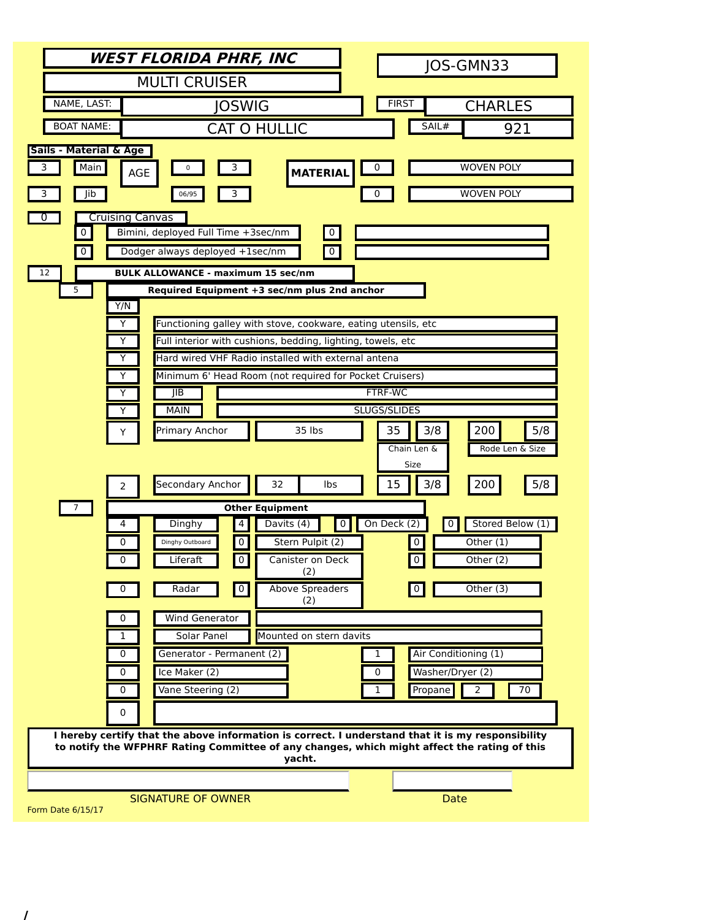# WEST FLORIDA PHRF, INC

## MULTI CRUISER

JOS-GMN33

| NAME, LAST: | JOSWIG | FIRST | CHARLES |
|---|---|---|---|
| BOAT NAME: | CAT O HULLIC | SAIL# | 921 |

**Sails - Material & Age**

| | | | | | | | |
|---|---|---|---|---|---|---|---|
| 3 | Main | AGE | 0 | 3 | MATERIAL | 0 | WOVEN POLY |
| 3 | Jib | | 06/95 | 3 | | 0 | WOVEN POLY |

| | | | | |
|---|---|---|---|---|
| 0 | Cruising Canvas | | | |
| | 0 | Bimini, deployed Full Time +3sec/nm | 0 | |
| | 0 | Dodger always deployed +1sec/nm | 0 | |

| | |
|---|---|
| 12 | **BULK ALLOWANCE - maximum 15 sec/nm** |
| 5 | **Required Equipment +3 sec/nm plus 2nd anchor** |

| Y/N | | | | | | |
|---|---|---|---|---|---|---|
| Y | Functioning galley with stove, cookware, eating utensils, etc | | | | | |
| Y | Full interior with cushions, bedding, lighting, towels, etc | | | | | |
| Y | Hard wired VHF Radio installed with external antena | | | | | |
| Y | Minimum 6' Head Room (not required for Pocket Cruisers) | | | | | |
| Y | JIB | FTRF-WC | | | | |
| Y | MAIN | SLUGS/SLIDES | | | | |
| Y | Primary Anchor | 35 lbs | 35 | 3/8 | 200 | 5/8 |
| | | | Chain Len & Size | | Rode Len & Size | |
| 2 | Secondary Anchor | 32 lbs | 15 | 3/8 | 200 | 5/8 |

| | |
|---|---|
| 7 | **Other Equipment** |

| | | | | | | | |
|---|---|---|---|---|---|---|---|
| 4 | Dinghy | 4 | Davits (4) | 0 | On Deck (2) | 0 | Stored Below (1) |
| 0 | Dinghy Outboard | 0 | Stern Pulpit (2) | 0 | Other (1) | | |
| 0 | Liferaft | 0 | Canister on Deck (2) | 0 | Other (2) | | |
| 0 | Radar | 0 | Above Spreaders (2) | 0 | Other (3) | | |
| 0 | Wind Generator | | | | | | |
| 1 | Solar Panel | Mounted on stern davits | | | | | |
| 0 | Generator - Permanent (2) | 1 | Air Conditioning (1) | | | | |
| 0 | Ice Maker (2) | 0 | Washer/Dryer (2) | | | | |
| 0 | Vane Steering (2) | 1 | Propane | 2 | 70 | | |
| 0 | | | | | | | |

**I hereby certify that the above information is correct. I understand that it is my responsibility to notify the WFPHRF Rating Committee of any changes, which might affect the rating of this yacht.**

SIGNATURE OF OWNER

Date

Form Date 6/15/17

/